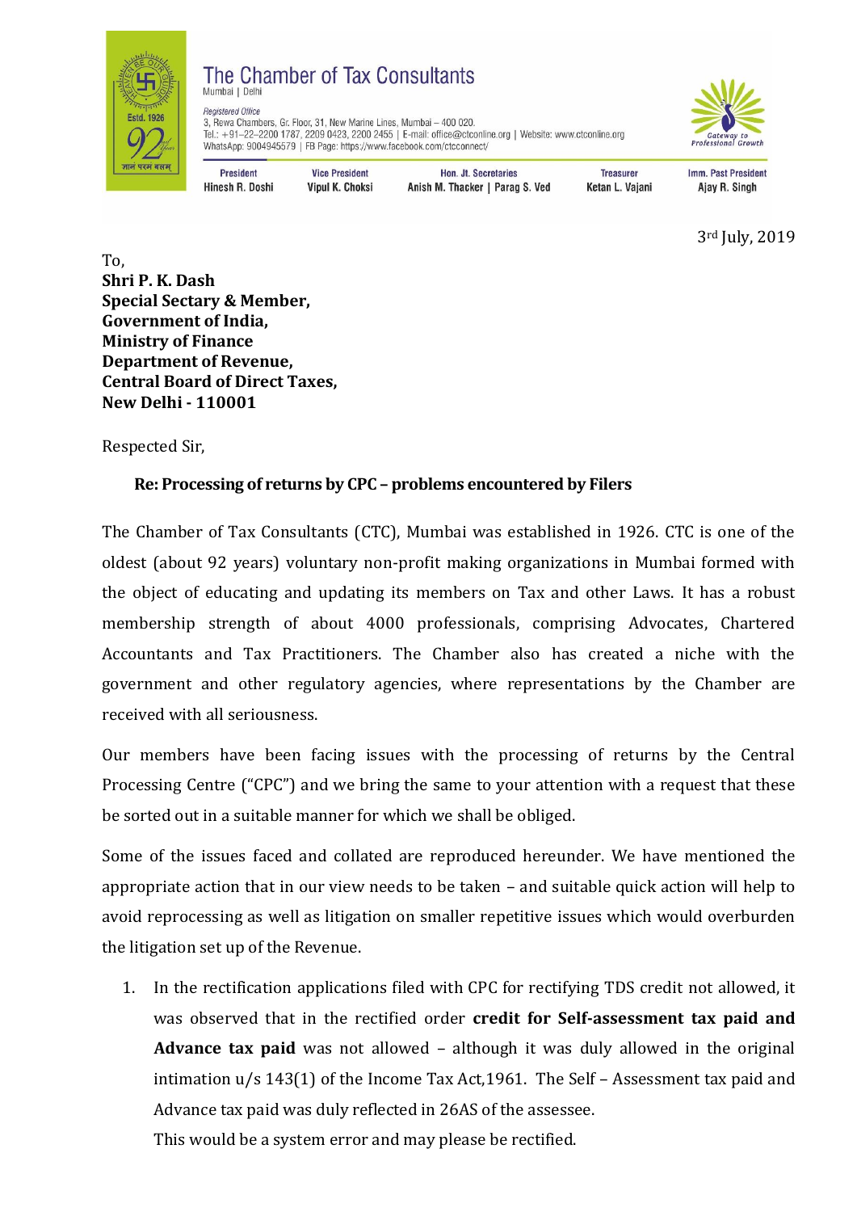# The Chamber of Tax Consultants

Mumbai | Delhi

*Registered Office*
3, Rewa Chambers, Gr. Floor, 31, New Marine Lines, Mumbai – 400 020.
Tel.: +91–22–2200 1787, 2209 0423, 2200 2455 | E-mail: office@ctconline.org | Website: www.ctconline.org
WhatsApp: 9004945579 | FB Page: https://www.facebook.com/ctcconnect/

| President | Vice President | Hon. Jt. Secretaries | Treasurer | Imm. Past President |
|---|---|---|---|---|
| Hinesh R. Doshi | Vipul K. Choksi | Anish M. Thacker \| Parag S. Ved | Ketan L. Vajani | Ajay R. Singh |

3rd July, 2019

To,
**Shri P. K. Dash**
**Special Sectary & Member,**
**Government of India,**
**Ministry of Finance**
**Department of Revenue,**
**Central Board of Direct Taxes,**
**New Delhi - 110001**

Respected Sir,

**Re: Processing of returns by CPC – problems encountered by Filers**

The Chamber of Tax Consultants (CTC), Mumbai was established in 1926. CTC is one of the oldest (about 92 years) voluntary non-profit making organizations in Mumbai formed with the object of educating and updating its members on Tax and other Laws. It has a robust membership strength of about 4000 professionals, comprising Advocates, Chartered Accountants and Tax Practitioners. The Chamber also has created a niche with the government and other regulatory agencies, where representations by the Chamber are received with all seriousness.

Our members have been facing issues with the processing of returns by the Central Processing Centre ("CPC") and we bring the same to your attention with a request that these be sorted out in a suitable manner for which we shall be obliged.

Some of the issues faced and collated are reproduced hereunder. We have mentioned the appropriate action that in our view needs to be taken – and suitable quick action will help to avoid reprocessing as well as litigation on smaller repetitive issues which would overburden the litigation set up of the Revenue.

1. In the rectification applications filed with CPC for rectifying TDS credit not allowed, it was observed that in the rectified order **credit for Self-assessment tax paid and Advance tax paid** was not allowed – although it was duly allowed in the original intimation u/s 143(1) of the Income Tax Act,1961. The Self – Assessment tax paid and Advance tax paid was duly reflected in 26AS of the assessee.
   This would be a system error and may please be rectified.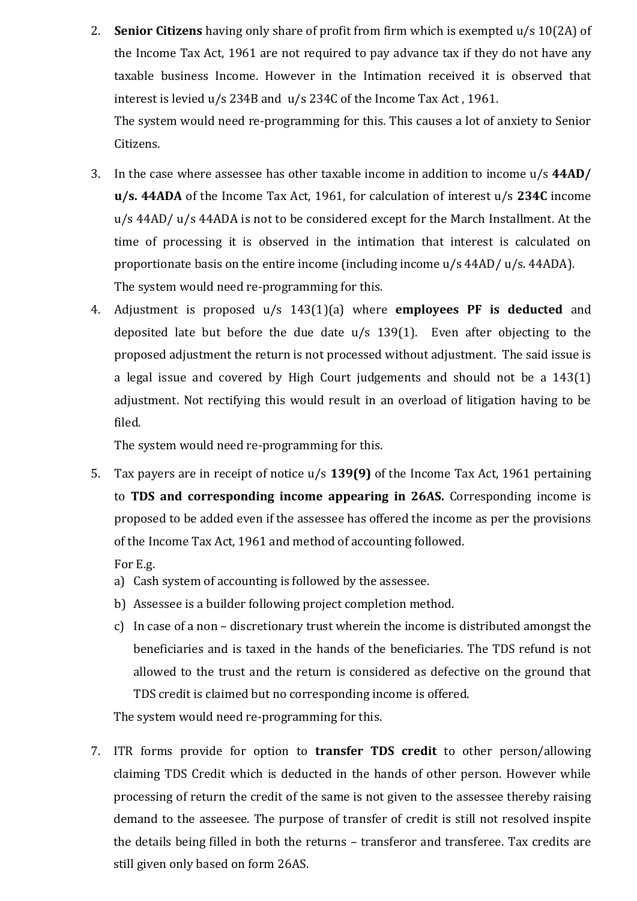2. **Senior Citizens** having only share of profit from firm which is exempted u/s 10(2A) of the Income Tax Act, 1961 are not required to pay advance tax if they do not have any taxable business Income. However in the Intimation received it is observed that interest is levied u/s 234B and u/s 234C of the Income Tax Act , 1961.

   The system would need re-programming for this. This causes a lot of anxiety to Senior Citizens.

3. In the case where assessee has other taxable income in addition to income u/s **44AD/ u/s. 44ADA** of the Income Tax Act, 1961, for calculation of interest u/s **234C** income u/s 44AD/ u/s 44ADA is not to be considered except for the March Installment. At the time of processing it is observed in the intimation that interest is calculated on proportionate basis on the entire income (including income u/s 44AD/ u/s. 44ADA).

   The system would need re-programming for this.

4. Adjustment is proposed u/s 143(1)(a) where **employees PF is deducted** and deposited late but before the due date u/s 139(1). Even after objecting to the proposed adjustment the return is not processed without adjustment. The said issue is a legal issue and covered by High Court judgements and should not be a 143(1) adjustment. Not rectifying this would result in an overload of litigation having to be filed.

   The system would need re-programming for this.

5. Tax payers are in receipt of notice u/s **139(9)** of the Income Tax Act, 1961 pertaining to **TDS and corresponding income appearing in 26AS.** Corresponding income is proposed to be added even if the assessee has offered the income as per the provisions of the Income Tax Act, 1961 and method of accounting followed.

   For E.g.

   a) Cash system of accounting is followed by the assessee.
   b) Assessee is a builder following project completion method.
   c) In case of a non – discretionary trust wherein the income is distributed amongst the beneficiaries and is taxed in the hands of the beneficiaries. The TDS refund is not allowed to the trust and the return is considered as defective on the ground that TDS credit is claimed but no corresponding income is offered.

   The system would need re-programming for this.

7. ITR forms provide for option to **transfer TDS credit** to other person/allowing claiming TDS Credit which is deducted in the hands of other person. However while processing of return the credit of the same is not given to the assessee thereby raising demand to the asseesee. The purpose of transfer of credit is still not resolved inspite the details being filled in both the returns – transferor and transferee. Tax credits are still given only based on form 26AS.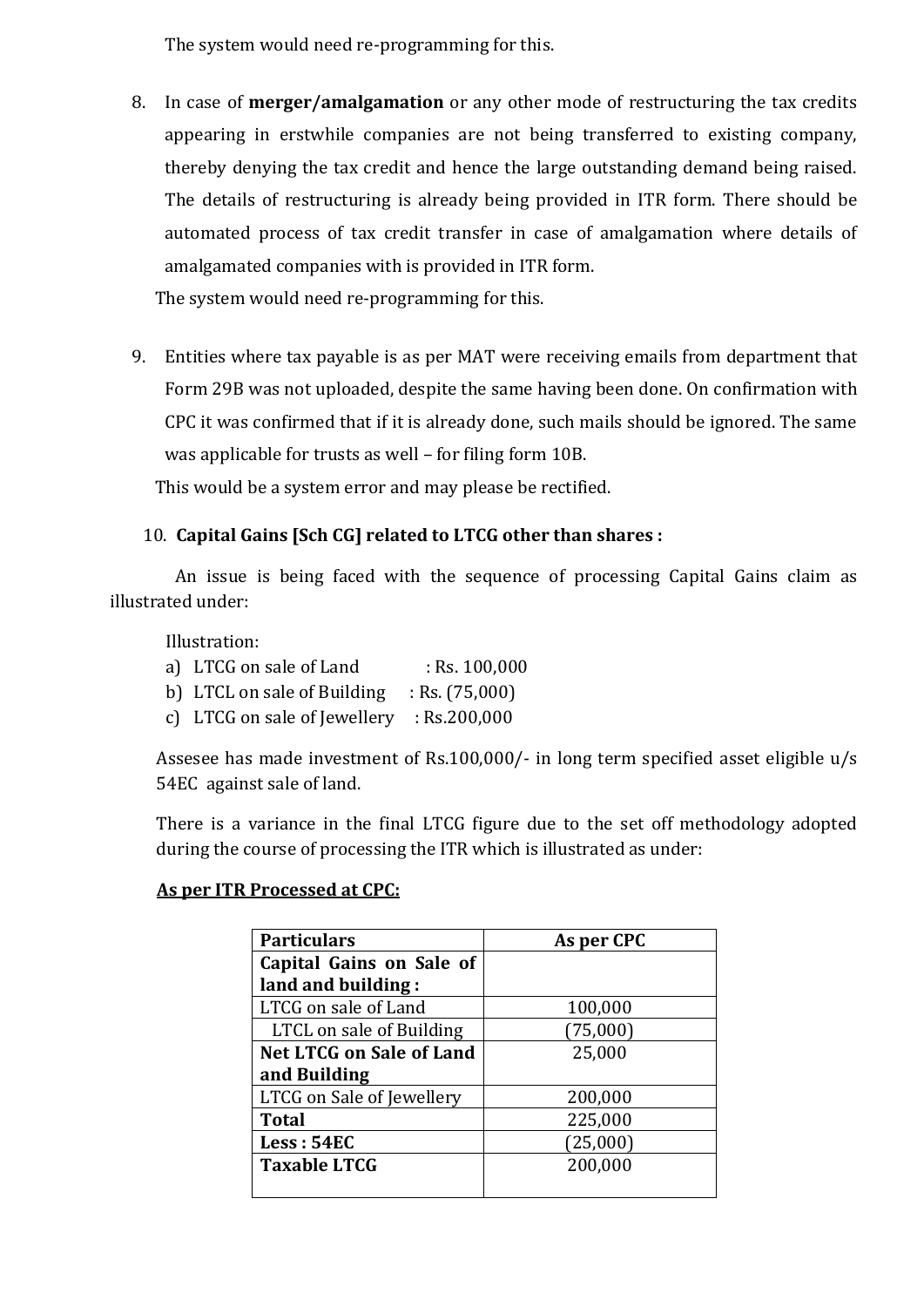The system would need re-programming for this.

8. In case of **merger/amalgamation** or any other mode of restructuring the tax credits appearing in erstwhile companies are not being transferred to existing company, thereby denying the tax credit and hence the large outstanding demand being raised. The details of restructuring is already being provided in ITR form. There should be automated process of tax credit transfer in case of amalgamation where details of amalgamated companies with is provided in ITR form.

   The system would need re-programming for this.

9. Entities where tax payable is as per MAT were receiving emails from department that Form 29B was not uploaded, despite the same having been done. On confirmation with CPC it was confirmed that if it is already done, such mails should be ignored. The same was applicable for trusts as well – for filing form 10B.

   This would be a system error and may please be rectified.

10. **Capital Gains [Sch CG] related to LTCG other than shares :**

An issue is being faced with the sequence of processing Capital Gains claim as illustrated under:

Illustration:

a) LTCG on sale of Land : Rs. 100,000
b) LTCL on sale of Building : Rs. (75,000)
c) LTCG on sale of Jewellery : Rs.200,000

Assesee has made investment of Rs.100,000/- in long term specified asset eligible u/s 54EC against sale of land.

There is a variance in the final LTCG figure due to the set off methodology adopted during the course of processing the ITR which is illustrated as under:

**As per ITR Processed at CPC:**

| Particulars | As per CPC |
|---|---|
| **Capital Gains on Sale of land and building :** | |
| LTCG on sale of Land | 100,000 |
| LTCL on sale of Building | (75,000) |
| **Net LTCG on Sale of Land and Building** | 25,000 |
| LTCG on Sale of Jewellery | 200,000 |
| **Total** | 225,000 |
| **Less : 54EC** | (25,000) |
| **Taxable LTCG** | 200,000 |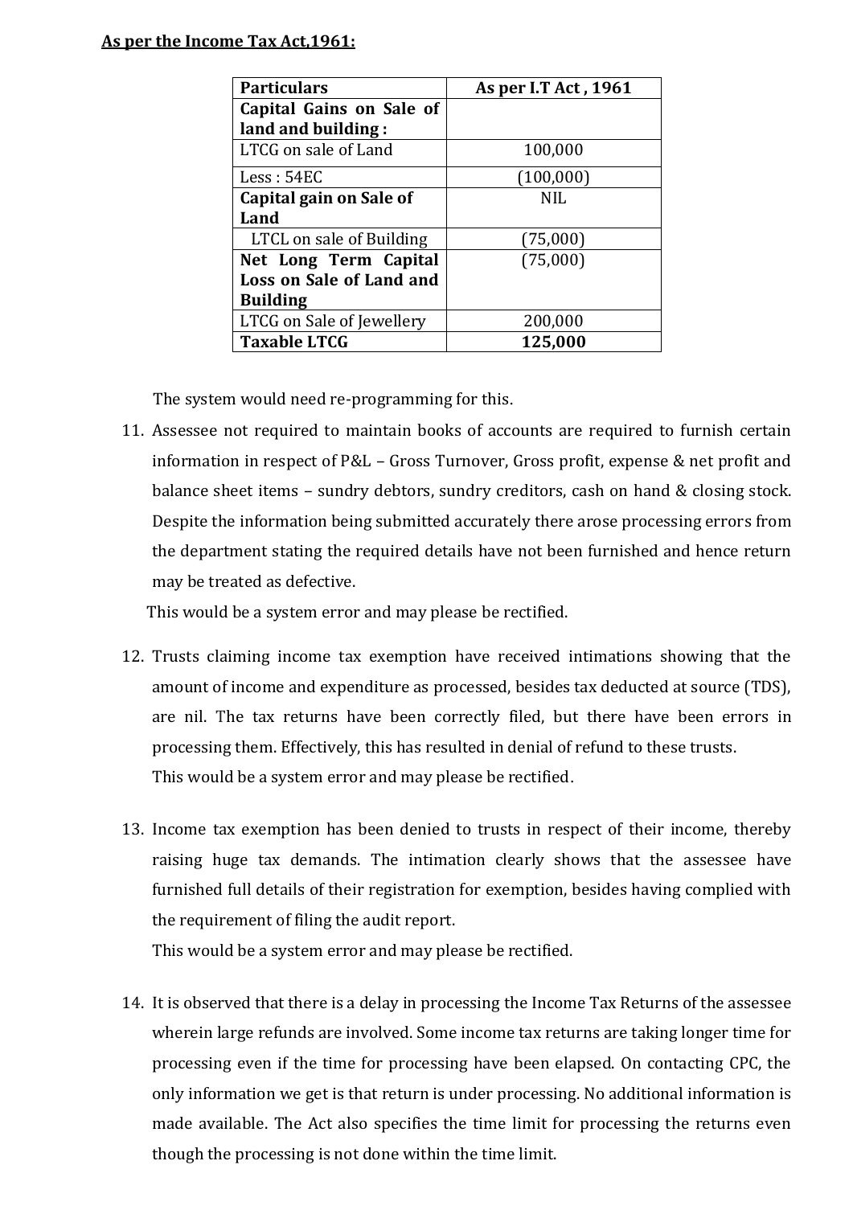**As per the Income Tax Act,1961:**

| Particulars | As per I.T Act , 1961 |
|---|---|
| **Capital Gains on Sale of land and building :** | |
| LTCG on sale of Land | 100,000 |
| Less : 54EC | (100,000) |
| **Capital gain on Sale of Land** | NIL |
| LTCL on sale of Building | (75,000) |
| **Net Long Term Capital Loss on Sale of Land and Building** | (75,000) |
| LTCG on Sale of Jewellery | 200,000 |
| **Taxable LTCG** | **125,000** |

The system would need re-programming for this.

11. Assessee not required to maintain books of accounts are required to furnish certain information in respect of P&L – Gross Turnover, Gross profit, expense & net profit and balance sheet items – sundry debtors, sundry creditors, cash on hand & closing stock. Despite the information being submitted accurately there arose processing errors from the department stating the required details have not been furnished and hence return may be treated as defective.

    This would be a system error and may please be rectified.

12. Trusts claiming income tax exemption have received intimations showing that the amount of income and expenditure as processed, besides tax deducted at source (TDS), are nil. The tax returns have been correctly filed, but there have been errors in processing them. Effectively, this has resulted in denial of refund to these trusts.

    This would be a system error and may please be rectified.

13. Income tax exemption has been denied to trusts in respect of their income, thereby raising huge tax demands. The intimation clearly shows that the assessee have furnished full details of their registration for exemption, besides having complied with the requirement of filing the audit report.

    This would be a system error and may please be rectified.

14. It is observed that there is a delay in processing the Income Tax Returns of the assessee wherein large refunds are involved. Some income tax returns are taking longer time for processing even if the time for processing have been elapsed. On contacting CPC, the only information we get is that return is under processing. No additional information is made available. The Act also specifies the time limit for processing the returns even though the processing is not done within the time limit.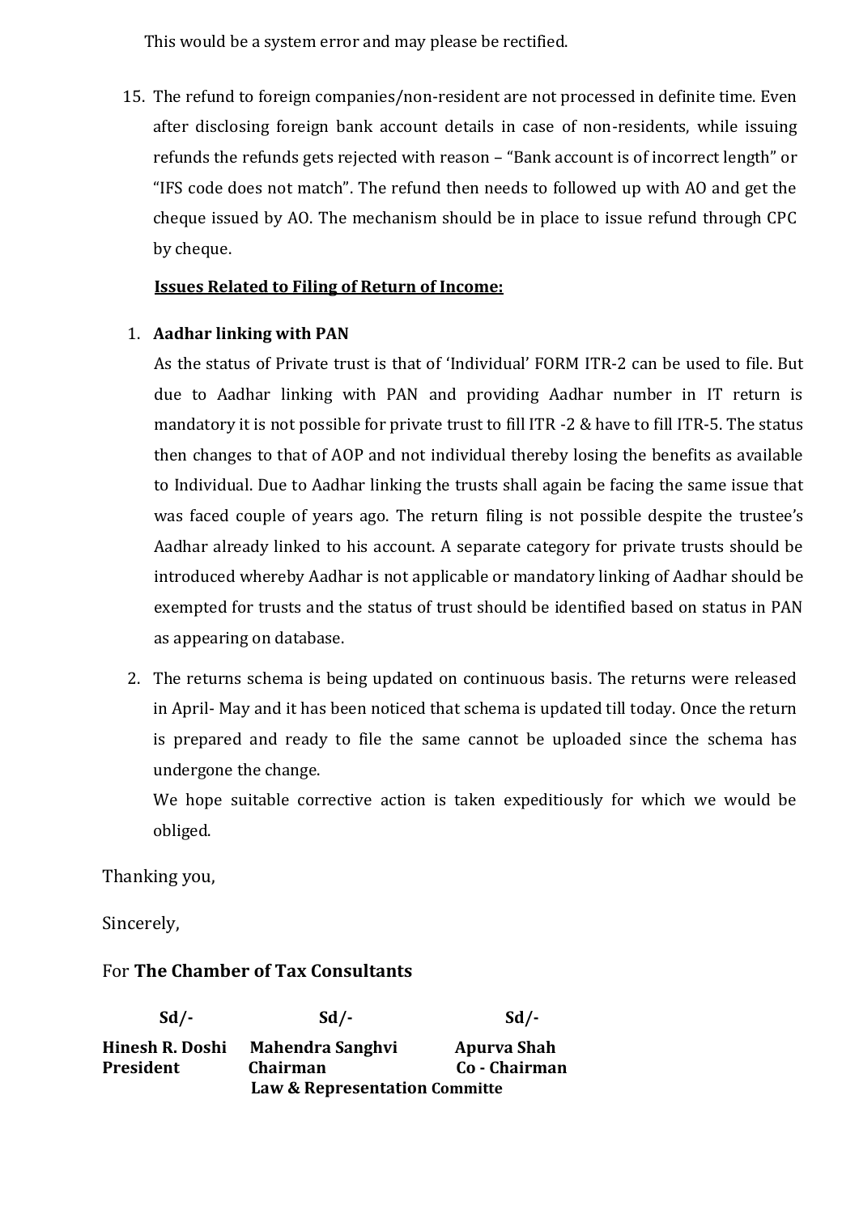This would be a system error and may please be rectified.

15. The refund to foreign companies/non-resident are not processed in definite time. Even after disclosing foreign bank account details in case of non-residents, while issuing refunds the refunds gets rejected with reason – "Bank account is of incorrect length" or "IFS code does not match". The refund then needs to followed up with AO and get the cheque issued by AO. The mechanism should be in place to issue refund through CPC by cheque.

**Issues Related to Filing of Return of Income:**

1. **Aadhar linking with PAN**

   As the status of Private trust is that of 'Individual' FORM ITR-2 can be used to file. But due to Aadhar linking with PAN and providing Aadhar number in IT return is mandatory it is not possible for private trust to fill ITR -2 & have to fill ITR-5. The status then changes to that of AOP and not individual thereby losing the benefits as available to Individual. Due to Aadhar linking the trusts shall again be facing the same issue that was faced couple of years ago. The return filing is not possible despite the trustee's Aadhar already linked to his account. A separate category for private trusts should be introduced whereby Aadhar is not applicable or mandatory linking of Aadhar should be exempted for trusts and the status of trust should be identified based on status in PAN as appearing on database.

2. The returns schema is being updated on continuous basis. The returns were released in April- May and it has been noticed that schema is updated till today. Once the return is prepared and ready to file the same cannot be uploaded since the schema has undergone the change.

   We hope suitable corrective action is taken expeditiously for which we would be obliged.

Thanking you,

Sincerely,

For **The Chamber of Tax Consultants**

| | | |
|---|---|---|
| **Sd/-** | **Sd/-** | **Sd/-** |
| **Hinesh R. Doshi** | **Mahendra Sanghvi** | **Apurva Shah** |
| **President** | **Chairman** | **Co - Chairman** |
| | **Law & Representation Committe** | |